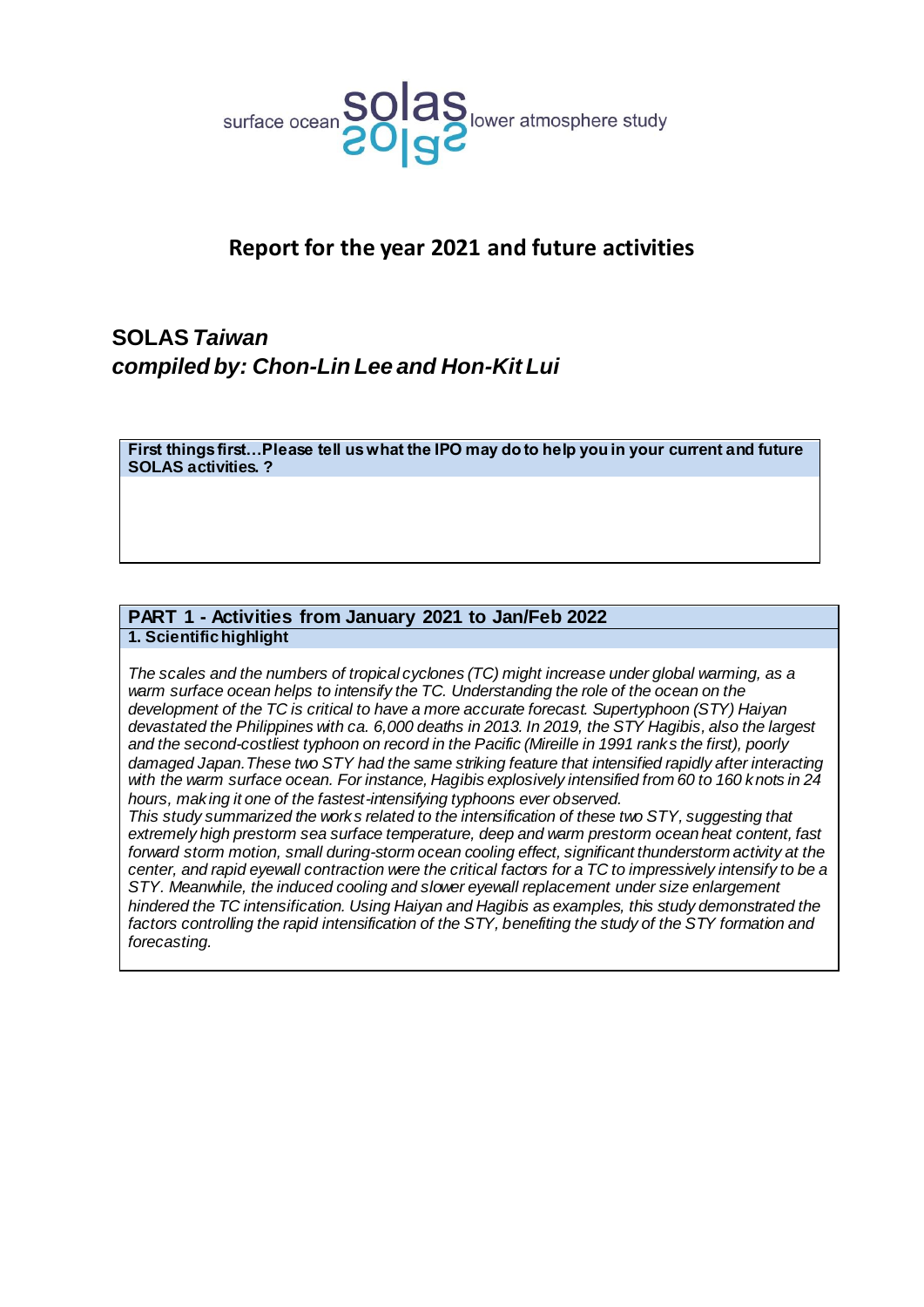surface ocean **solas** lower atmosphere study

# Report for the year 2021 and future activities

## SOLAS *Taiwan*
## *compiled by: Chon-Lin Lee and Hon-Kit Lui*

**First things first…Please tell us what the IPO may do to help you in your current and future SOLAS activities. ?**

## PART 1 - Activities from January 2021 to Jan/Feb 2022

### 1. Scientific highlight

*The scales and the numbers of tropical cyclones (TC) might increase under global warming, as a warm surface ocean helps to intensify the TC. Understanding the role of the ocean on the development of the TC is critical to have a more accurate forecast. Supertyphoon (STY) Haiyan devastated the Philippines with ca. 6,000 deaths in 2013. In 2019, the STY Hagibis, also the largest and the second-costliest typhoon on record in the Pacific (Mireille in 1991 ranks the first), poorly damaged Japan. These two STY had the same striking feature that intensified rapidly after interacting with the warm surface ocean. For instance, Hagibis explosively intensified from 60 to 160 knots in 24 hours, making it one of the fastest-intensifying typhoons ever observed.*

*This study summarized the works related to the intensification of these two STY, suggesting that extremely high prestorm sea surface temperature, deep and warm prestorm ocean heat content, fast forward storm motion, small during-storm ocean cooling effect, significant thunderstorm activity at the center, and rapid eyewall contraction were the critical factors for a TC to impressively intensify to be a STY. Meanwhile, the induced cooling and slower eyewall replacement under size enlargement hindered the TC intensification. Using Haiyan and Hagibis as examples, this study demonstrated the factors controlling the rapid intensification of the STY, benefiting the study of the STY formation and forecasting.*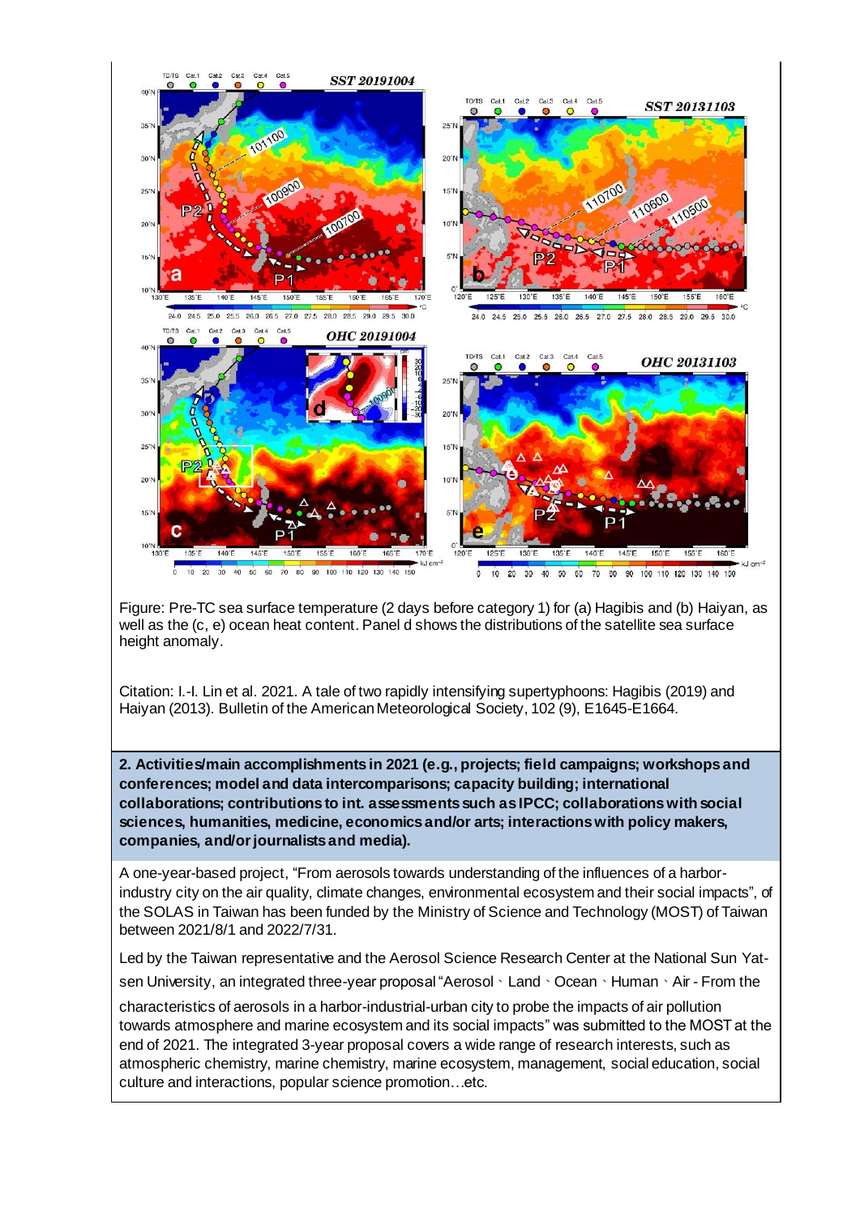Figure: Pre-TC sea surface temperature (2 days before category 1) for (a) Hagibis and (b) Haiyan, as well as the (c, e) ocean heat content. Panel d shows the distributions of the satellite sea surface height anomaly.

Citation: I.-I. Lin et al. 2021. A tale of two rapidly intensifying supertyphoons: Hagibis (2019) and Haiyan (2013). Bulletin of the American Meteorological Society, 102 (9), E1645-E1664.

**2. Activities/main accomplishments in 2021 (e.g., projects; field campaigns; workshops and conferences; model and data intercomparisons; capacity building; international collaborations; contributions to int. assessments such as IPCC; collaborations with social sciences, humanities, medicine, economics and/or arts; interactions with policy makers, companies, and/or journalists and media).**

A one-year-based project, "From aerosols towards understanding of the influences of a harbor-industry city on the air quality, climate changes, environmental ecosystem and their social impacts", of the SOLAS in Taiwan has been funded by the Ministry of Science and Technology (MOST) of Taiwan between 2021/8/1 and 2022/7/31.

Led by the Taiwan representative and the Aerosol Science Research Center at the National Sun Yat-sen University, an integrated three-year proposal "Aerosol、Land、Ocean、Human、Air - From the characteristics of aerosols in a harbor-industrial-urban city to probe the impacts of air pollution towards atmosphere and marine ecosystem and its social impacts" was submitted to the MOST at the end of 2021. The integrated 3-year proposal covers a wide range of research interests, such as atmospheric chemistry, marine chemistry, marine ecosystem, management, social education, social culture and interactions, popular science promotion…etc.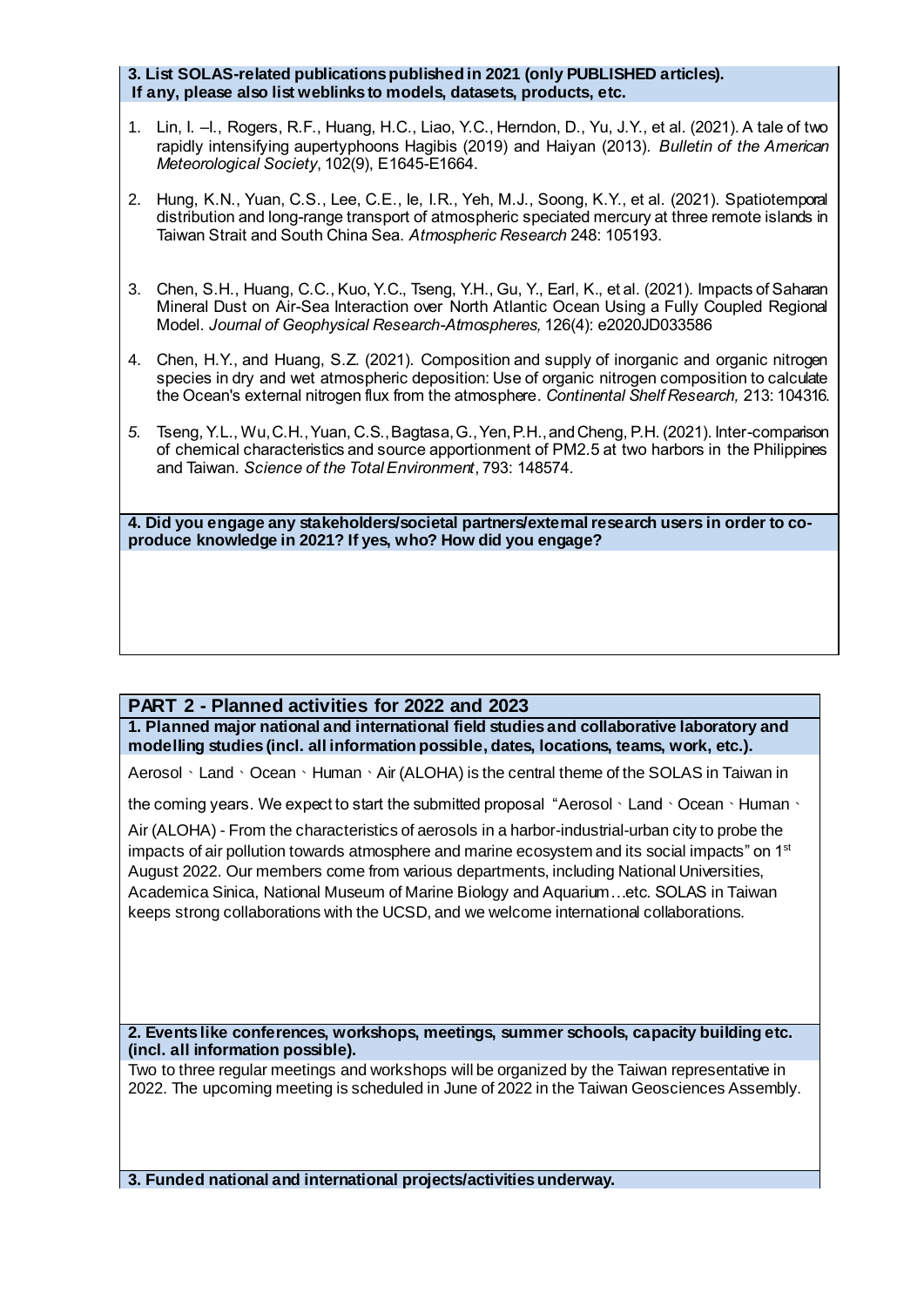**3. List SOLAS-related publications published in 2021 (only PUBLISHED articles). If any, please also list weblinks to models, datasets, products, etc.**

1. Lin, I. –I., Rogers, R.F., Huang, H.C., Liao, Y.C., Herndon, D., Yu, J.Y., et al. (2021). A tale of two rapidly intensifying aupertyphoons Hagibis (2019) and Haiyan (2013). *Bulletin of the American Meteorological Society*, 102(9), E1645-E1664.

2. Hung, K.N., Yuan, C.S., Lee, C.E., Ie, I.R., Yeh, M.J., Soong, K.Y., et al. (2021). Spatiotemporal distribution and long-range transport of atmospheric speciated mercury at three remote islands in Taiwan Strait and South China Sea. *Atmospheric Research* 248: 105193.

3. Chen, S.H., Huang, C.C., Kuo, Y.C., Tseng, Y.H., Gu, Y., Earl, K., et al. (2021). Impacts of Saharan Mineral Dust on Air-Sea Interaction over North Atlantic Ocean Using a Fully Coupled Regional Model. *Journal of Geophysical Research-Atmospheres,* 126(4): e2020JD033586

4. Chen, H.Y., and Huang, S.Z. (2021). Composition and supply of inorganic and organic nitrogen species in dry and wet atmospheric deposition: Use of organic nitrogen composition to calculate the Ocean's external nitrogen flux from the atmosphere. *Continental Shelf Research,* 213: 104316.

5. Tseng, Y.L., Wu, C.H., Yuan, C.S., Bagtasa, G., Yen, P.H., and Cheng, P.H. (2021). Inter-comparison of chemical characteristics and source apportionment of PM2.5 at two harbors in the Philippines and Taiwan. *Science of the Total Environment*, 793: 148574.

**4. Did you engage any stakeholders/societal partners/external research users in order to co-produce knowledge in 2021? If yes, who? How did you engage?**

## PART 2 - Planned activities for 2022 and 2023

**1. Planned major national and international field studies and collaborative laboratory and modelling studies (incl. all information possible, dates, locations, teams, work, etc.).**

Aerosol、Land、Ocean、Human、Air (ALOHA) is the central theme of the SOLAS in Taiwan in the coming years. We expect to start the submitted proposal "Aerosol、Land、Ocean、Human、Air (ALOHA) - From the characteristics of aerosols in a harbor-industrial-urban city to probe the impacts of air pollution towards atmosphere and marine ecosystem and its social impacts" on 1st August 2022. Our members come from various departments, including National Universities, Academica Sinica, National Museum of Marine Biology and Aquarium…etc. SOLAS in Taiwan keeps strong collaborations with the UCSD, and we welcome international collaborations.

**2. Events like conferences, workshops, meetings, summer schools, capacity building etc. (incl. all information possible).**

Two to three regular meetings and workshops will be organized by the Taiwan representative in 2022. The upcoming meeting is scheduled in June of 2022 in the Taiwan Geosciences Assembly.

**3. Funded national and international projects/activities underway.**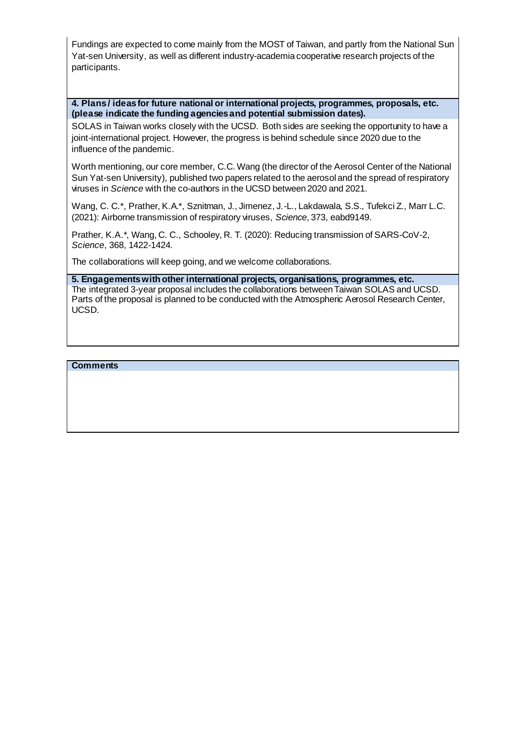Fundings are expected to come mainly from the MOST of Taiwan, and partly from the National Sun Yat-sen University, as well as different industry-academia cooperative research projects of the participants.

**4. Plans / ideas for future national or international projects, programmes, proposals, etc. (please indicate the funding agencies and potential submission dates).**

SOLAS in Taiwan works closely with the UCSD. Both sides are seeking the opportunity to have a joint-international project. However, the progress is behind schedule since 2020 due to the influence of the pandemic.

Worth mentioning, our core member, C.C. Wang (the director of the Aerosol Center of the National Sun Yat-sen University), published two papers related to the aerosol and the spread of respiratory viruses in *Science* with the co-authors in the UCSD between 2020 and 2021.

Wang, C. C.*, Prather, K.A.*, Sznitman, J., Jimenez, J.-L., Lakdawala, S.S., Tufekci Z., Marr L.C. (2021): Airborne transmission of respiratory viruses, *Science*, 373, eabd9149.

Prather, K.A.*, Wang, C. C., Schooley, R. T. (2020): Reducing transmission of SARS-CoV-2, *Science*, 368, 1422-1424.

The collaborations will keep going, and we welcome collaborations.

**5. Engagements with other international projects, organisations, programmes, etc.**

The integrated 3-year proposal includes the collaborations between Taiwan SOLAS and UCSD. Parts of the proposal is planned to be conducted with the Atmospheric Aerosol Research Center, UCSD.

**Comments**